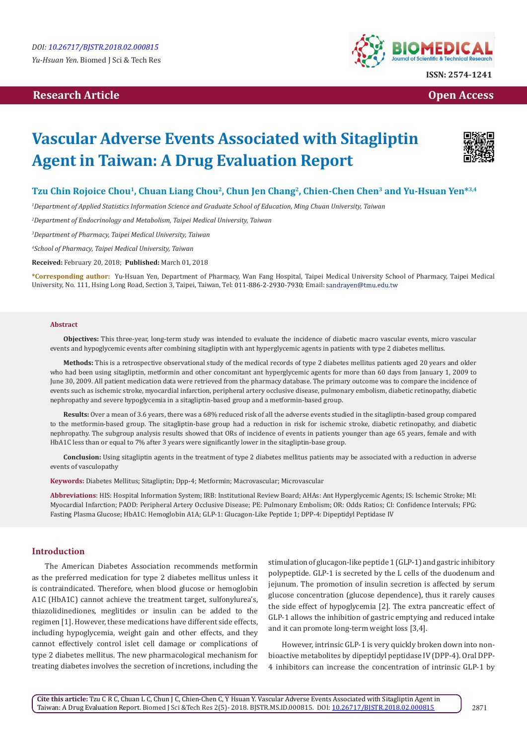DOI: 10.26717/BJSTR.2018.02.000815

*Yu-Hsuan Yen.* Biomed J Sci & Tech Res

ISSN: 2574-1241

**Research Article** | **Open Access**

# Vascular Adverse Events Associated with Sitagliptin Agent in Taiwan: A Drug Evaluation Report

**Tzu Chin Rojoice Chou[1], Chuan Liang Chou[2], Chun Jen Chang[2], Chien-Chen Chen[3] and Yu-Hsuan Yen*[3,4]**

[1]*Department of Applied Statistics Information Science and Graduate School of Education, Ming Chuan University, Taiwan*

[2]*Department of Endocrinology and Metabolism, Taipei Medical University, Taiwan*

[3]*Department of Pharmacy, Taipei Medical University, Taiwan*

[4]*School of Pharmacy, Taipei Medical University, Taiwan*

**Received:** February 20, 2018; **Published:** March 01, 2018

***Corresponding author:** Yu-Hsuan Yen, Department of Pharmacy, Wan Fang Hospital, Taipei Medical University School of Pharmacy, Taipei Medical University, No. 111, Hsing Long Road, Section 3, Taipei, Taiwan, Tel: 011-886-2-2930-7930; Email: sandrayen@tmu.edu.tw

## Abstract

**Objectives:** This three-year, long-term study was intended to evaluate the incidence of diabetic macro vascular events, micro vascular events and hypoglycemic events after combining sitagliptin with ant hyperglycemic agents in patients with type 2 diabetes mellitus.

**Methods:** This is a retrospective observational study of the medical records of type 2 diabetes mellitus patients aged 20 years and older who had been using sitagliptin, metformin and other concomitant ant hyperglycemic agents for more than 60 days from January 1, 2009 to June 30, 2009. All patient medication data were retrieved from the pharmacy database. The primary outcome was to compare the incidence of events such as ischemic stroke, myocardial infarction, peripheral artery occlusive disease, pulmonary embolism, diabetic retinopathy, diabetic nephropathy and severe hypoglycemia in a sitagliptin-based group and a metformin-based group.

**Results:** Over a mean of 3.6 years, there was a 68% reduced risk of all the adverse events studied in the sitagliptin-based group compared to the metformin-based group. The sitagliptin-base group had a reduction in risk for ischemic stroke, diabetic retinopathy, and diabetic nephropathy. The subgroup analysis results showed that ORs of incidence of events in patients younger than age 65 years, female and with HbA1C less than or equal to 7% after 3 years were significantly lower in the sitagliptin-base group.

**Conclusion:** Using sitagliptin agents in the treatment of type 2 diabetes mellitus patients may be associated with a reduction in adverse events of vasculopathy

**Keywords:** Diabetes Mellitus; Sitagliptin; Dpp-4; Metformin; Macrovascular; Microvascular

**Abbreviations**: HIS: Hospital Information System; IRB: Institutional Review Board; AHAs: Ant Hyperglycemic Agents; IS: Ischemic Stroke; MI: Myocardial Infarction; PAOD: Peripheral Artery Occlusive Disease; PE: Pulmonary Embolism; OR: Odds Ratios; CI: Confidence Intervals; FPG: Fasting Plasma Glucose; HbA1C: Hemoglobin A1A; GLP-1: Glucagon-Like Peptide 1; DPP-4: Dipeptidyl Peptidase IV

## Introduction

The American Diabetes Association recommends metformin as the preferred medication for type 2 diabetes mellitus unless it is contraindicated. Therefore, when blood glucose or hemoglobin A1C (HbA1C) cannot achieve the treatment target, sulfonylurea's, thiazolidinediones, meglitides or insulin can be added to the regimen [1]. However, these medications have different side effects, including hypoglycemia, weight gain and other effects, and they cannot effectively control islet cell damage or complications of type 2 diabetes mellitus. The new pharmacological mechanism for treating diabetes involves the secretion of incretions, including the stimulation of glucagon-like peptide 1 (GLP-1) and gastric inhibitory polypeptide. GLP-1 is secreted by the L cells of the duodenum and jejunum. The promotion of insulin secretion is affected by serum glucose concentration (glucose dependence), thus it rarely causes the side effect of hypoglycemia [2]. The extra pancreatic effect of GLP-1 allows the inhibition of gastric emptying and reduced intake and it can promote long-term weight loss [3,4].

However, intrinsic GLP-1 is very quickly broken down into non-bioactive metabolites by dipeptidyl peptidase IV (DPP-4). Oral DPP-4 inhibitors can increase the concentration of intrinsic GLP-1 by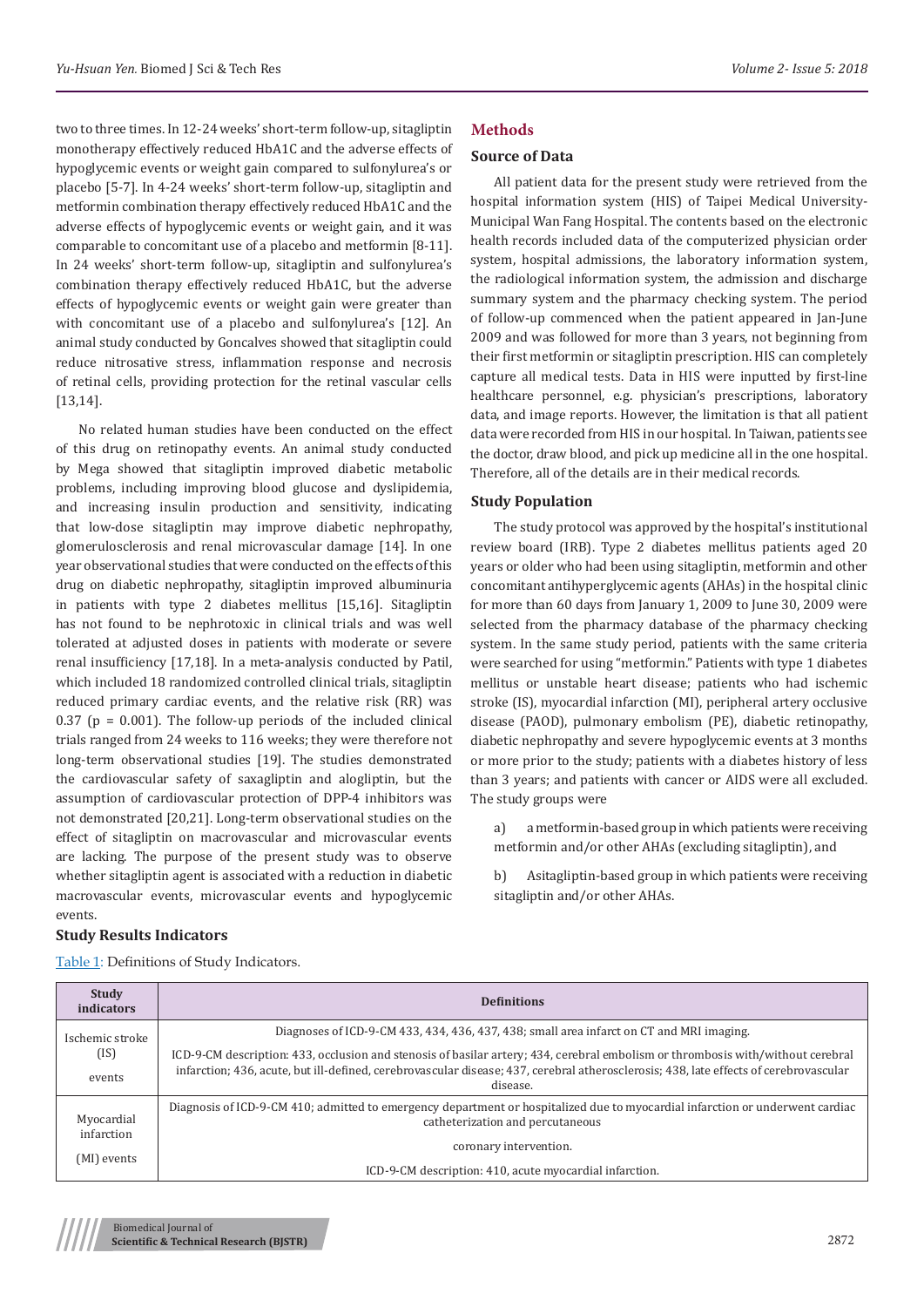two to three times. In 12-24 weeks' short-term follow-up, sitagliptin monotherapy effectively reduced HbA1C and the adverse effects of hypoglycemic events or weight gain compared to sulfonylurea's or placebo [5-7]. In 4-24 weeks' short-term follow-up, sitagliptin and metformin combination therapy effectively reduced HbA1C and the adverse effects of hypoglycemic events or weight gain, and it was comparable to concomitant use of a placebo and metformin [8-11]. In 24 weeks' short-term follow-up, sitagliptin and sulfonylurea's combination therapy effectively reduced HbA1C, but the adverse effects of hypoglycemic events or weight gain were greater than with concomitant use of a placebo and sulfonylurea's [12]. An animal study conducted by Goncalves showed that sitagliptin could reduce nitrosative stress, inflammation response and necrosis of retinal cells, providing protection for the retinal vascular cells [13,14].

No related human studies have been conducted on the effect of this drug on retinopathy events. An animal study conducted by Mega showed that sitagliptin improved diabetic metabolic problems, including improving blood glucose and dyslipidemia, and increasing insulin production and sensitivity, indicating that low-dose sitagliptin may improve diabetic nephropathy, glomerulosclerosis and renal microvascular damage [14]. In one year observational studies that were conducted on the effects of this drug on diabetic nephropathy, sitagliptin improved albuminuria in patients with type 2 diabetes mellitus [15,16]. Sitagliptin has not found to be nephrotoxic in clinical trials and was well tolerated at adjusted doses in patients with moderate or severe renal insufficiency [17,18]. In a meta-analysis conducted by Patil, which included 18 randomized controlled clinical trials, sitagliptin reduced primary cardiac events, and the relative risk (RR) was 0.37 (p = 0.001). The follow-up periods of the included clinical trials ranged from 24 weeks to 116 weeks; they were therefore not long-term observational studies [19]. The studies demonstrated the cardiovascular safety of saxagliptin and alogliptin, but the assumption of cardiovascular protection of DPP-4 inhibitors was not demonstrated [20,21]. Long-term observational studies on the effect of sitagliptin on macrovascular and microvascular events are lacking. The purpose of the present study was to observe whether sitagliptin agent is associated with a reduction in diabetic macrovascular events, microvascular events and hypoglycemic events.

## Methods

### Source of Data

All patient data for the present study were retrieved from the hospital information system (HIS) of Taipei Medical University-Municipal Wan Fang Hospital. The contents based on the electronic health records included data of the computerized physician order system, hospital admissions, the laboratory information system, the radiological information system, the admission and discharge summary system and the pharmacy checking system. The period of follow-up commenced when the patient appeared in Jan-June 2009 and was followed for more than 3 years, not beginning from their first metformin or sitagliptin prescription. HIS can completely capture all medical tests. Data in HIS were inputted by first-line healthcare personnel, e.g. physician's prescriptions, laboratory data, and image reports. However, the limitation is that all patient data were recorded from HIS in our hospital. In Taiwan, patients see the doctor, draw blood, and pick up medicine all in the one hospital. Therefore, all of the details are in their medical records.

### Study Population

The study protocol was approved by the hospital's institutional review board (IRB). Type 2 diabetes mellitus patients aged 20 years or older who had been using sitagliptin, metformin and other concomitant antihyperglycemic agents (AHAs) in the hospital clinic for more than 60 days from January 1, 2009 to June 30, 2009 were selected from the pharmacy database of the pharmacy checking system. In the same study period, patients with the same criteria were searched for using "metformin." Patients with type 1 diabetes mellitus or unstable heart disease; patients who had ischemic stroke (IS), myocardial infarction (MI), peripheral artery occlusive disease (PAOD), pulmonary embolism (PE), diabetic retinopathy, diabetic nephropathy and severe hypoglycemic events at 3 months or more prior to the study; patients with a diabetes history of less than 3 years; and patients with cancer or AIDS were all excluded. The study groups were

a) a metformin-based group in which patients were receiving metformin and/or other AHAs (excluding sitagliptin), and

b) A sitagliptin-based group in which patients were receiving sitagliptin and/or other AHAs.

### Study Results Indicators

Table 1: Definitions of Study Indicators.

| Study indicators | Definitions |
|---|---|
| Ischemic stroke (IS) events | Diagnoses of ICD-9-CM 433, 434, 436, 437, 438; small area infarct on CT and MRI imaging. ICD-9-CM description: 433, occlusion and stenosis of basilar artery; 434, cerebral embolism or thrombosis with/without cerebral infarction; 436, acute, but ill-defined, cerebrovascular disease; 437, cerebral atherosclerosis; 438, late effects of cerebrovascular disease. |
| Myocardial infarction (MI) events | Diagnosis of ICD-9-CM 410; admitted to emergency department or hospitalized due to myocardial infarction or underwent cardiac catheterization and percutaneous coronary intervention. ICD-9-CM description: 410, acute myocardial infarction. |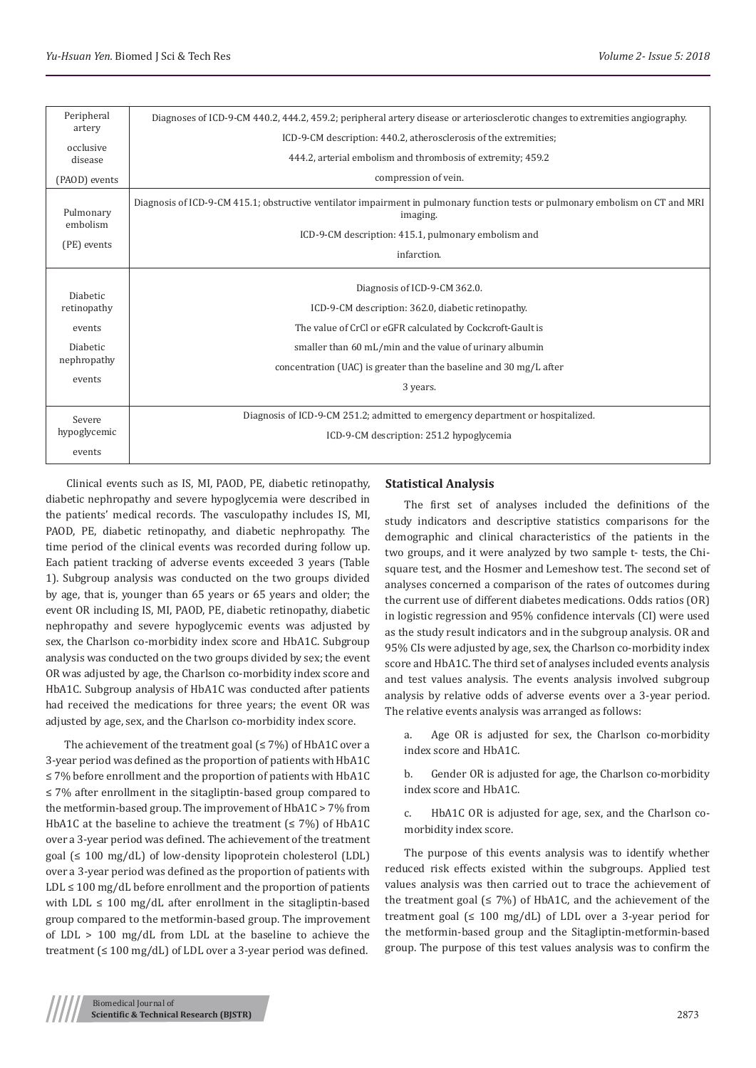| | |
|---|---|
| Peripheral artery occlusive disease (PAOD) events | Diagnoses of ICD-9-CM 440.2, 444.2, 459.2; peripheral artery disease or arteriosclerotic changes to extremities angiography. ICD-9-CM description: 440.2, atherosclerosis of the extremities; 444.2, arterial embolism and thrombosis of extremity; 459.2 compression of vein. |
| Pulmonary embolism (PE) events | Diagnosis of ICD-9-CM 415.1; obstructive ventilator impairment in pulmonary function tests or pulmonary embolism on CT and MRI imaging. ICD-9-CM description: 415.1, pulmonary embolism and infarction. |
| Diabetic retinopathy events Diabetic nephropathy events | Diagnosis of ICD-9-CM 362.0. ICD-9-CM description: 362.0, diabetic retinopathy. The value of CrCl or eGFR calculated by Cockcroft-Gault is smaller than 60 mL/min and the value of urinary albumin concentration (UAC) is greater than the baseline and 30 mg/L after 3 years. |
| Severe hypoglycemic events | Diagnosis of ICD-9-CM 251.2; admitted to emergency department or hospitalized. ICD-9-CM description: 251.2 hypoglycemia |

Clinical events such as IS, MI, PAOD, PE, diabetic retinopathy, diabetic nephropathy and severe hypoglycemia were described in the patients' medical records. The vasculopathy includes IS, MI, PAOD, PE, diabetic retinopathy, and diabetic nephropathy. The time period of the clinical events was recorded during follow up. Each patient tracking of adverse events exceeded 3 years (Table 1). Subgroup analysis was conducted on the two groups divided by age, that is, younger than 65 years or 65 years and older; the event OR including IS, MI, PAOD, PE, diabetic retinopathy, diabetic nephropathy and severe hypoglycemic events was adjusted by sex, the Charlson co-morbidity index score and HbA1C. Subgroup analysis was conducted on the two groups divided by sex; the event OR was adjusted by age, the Charlson co-morbidity index score and HbA1C. Subgroup analysis of HbA1C was conducted after patients had received the medications for three years; the event OR was adjusted by age, sex, and the Charlson co-morbidity index score.

The achievement of the treatment goal (≤ 7%) of HbA1C over a 3-year period was defined as the proportion of patients with HbA1C ≤ 7% before enrollment and the proportion of patients with HbA1C ≤ 7% after enrollment in the sitagliptin-based group compared to the metformin-based group. The improvement of HbA1C > 7% from HbA1C at the baseline to achieve the treatment (≤ 7%) of HbA1C over a 3-year period was defined. The achievement of the treatment goal (≤ 100 mg/dL) of low-density lipoprotein cholesterol (LDL) over a 3-year period was defined as the proportion of patients with LDL ≤ 100 mg/dL before enrollment and the proportion of patients with LDL ≤ 100 mg/dL after enrollment in the sitagliptin-based group compared to the metformin-based group. The improvement of LDL > 100 mg/dL from LDL at the baseline to achieve the treatment (≤ 100 mg/dL) of LDL over a 3-year period was defined.

## Statistical Analysis

The first set of analyses included the definitions of the study indicators and descriptive statistics comparisons for the demographic and clinical characteristics of the patients in the two groups, and it were analyzed by two sample t- tests, the Chi-square test, and the Hosmer and Lemeshow test. The second set of analyses concerned a comparison of the rates of outcomes during the current use of different diabetes medications. Odds ratios (OR) in logistic regression and 95% confidence intervals (CI) were used as the study result indicators and in the subgroup analysis. OR and 95% CIs were adjusted by age, sex, the Charlson co-morbidity index score and HbA1C. The third set of analyses included events analysis and test values analysis. The events analysis involved subgroup analysis by relative odds of adverse events over a 3-year period. The relative events analysis was arranged as follows:

a. Age OR is adjusted for sex, the Charlson co-morbidity index score and HbA1C.

b. Gender OR is adjusted for age, the Charlson co-morbidity index score and HbA1C.

c. HbA1C OR is adjusted for age, sex, and the Charlson co-morbidity index score.

The purpose of this events analysis was to identify whether reduced risk effects existed within the subgroups. Applied test values analysis was then carried out to trace the achievement of the treatment goal (≤ 7%) of HbA1C, and the achievement of the treatment goal (≤ 100 mg/dL) of LDL over a 3-year period for the metformin-based group and the Sitagliptin-metformin-based group. The purpose of this test values analysis was to confirm the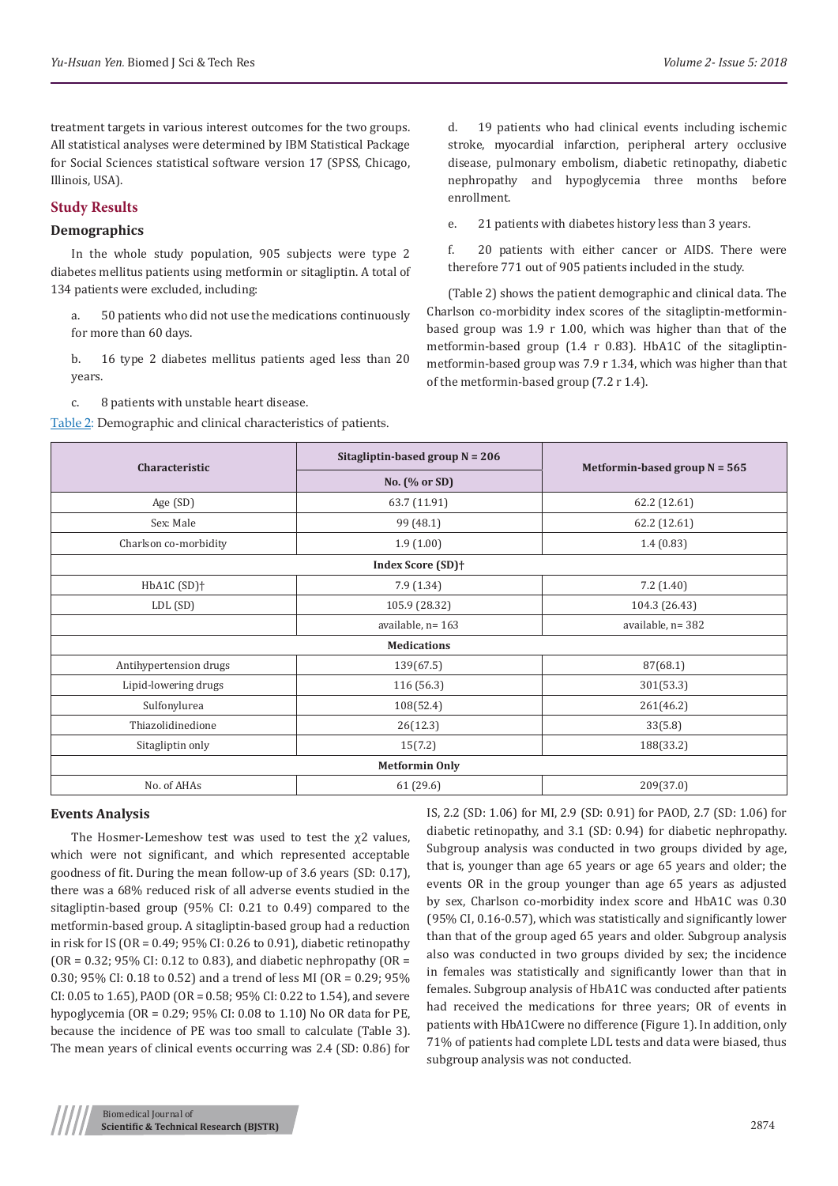treatment targets in various interest outcomes for the two groups. All statistical analyses were determined by IBM Statistical Package for Social Sciences statistical software version 17 (SPSS, Chicago, Illinois, USA).

## Study Results

### Demographics

In the whole study population, 905 subjects were type 2 diabetes mellitus patients using metformin or sitagliptin. A total of 134 patients were excluded, including:

a. 50 patients who did not use the medications continuously for more than 60 days.

b. 16 type 2 diabetes mellitus patients aged less than 20 years.

c. 8 patients with unstable heart disease.

d. 19 patients who had clinical events including ischemic stroke, myocardial infarction, peripheral artery occlusive disease, pulmonary embolism, diabetic retinopathy, diabetic nephropathy and hypoglycemia three months before enrollment.

e. 21 patients with diabetes history less than 3 years.

f. 20 patients with either cancer or AIDS. There were therefore 771 out of 905 patients included in the study.

(Table 2) shows the patient demographic and clinical data. The Charlson co-morbidity index scores of the sitagliptin-metformin-based group was 1.9 r 1.00, which was higher than that of the metformin-based group (1.4 r 0.83). HbA1C of the sitagliptin-metformin-based group was 7.9 r 1.34, which was higher than that of the metformin-based group (7.2 r 1.4).

Table 2: Demographic and clinical characteristics of patients.

| Characteristic | Sitagliptin-based group N = 206 | Metformin-based group N = 565 |
|---|---|---|
| | No. (% or SD) | |
| Age (SD) | 63.7 (11.91) | 62.2 (12.61) |
| Sex: Male | 99 (48.1) | 62.2 (12.61) |
| Charlson co-morbidity | 1.9 (1.00) | 1.4 (0.83) |
| **Index Score (SD)†** | | |
| HbA1C (SD)† | 7.9 (1.34) | 7.2 (1.40) |
| LDL (SD) | 105.9 (28.32) | 104.3 (26.43) |
| | available, n= 163 | available, n= 382 |
| **Medications** | | |
| Antihypertension drugs | 139(67.5) | 87(68.1) |
| Lipid-lowering drugs | 116 (56.3) | 301(53.3) |
| Sulfonylurea | 108(52.4) | 261(46.2) |
| Thiazolidinedione | 26(12.3) | 33(5.8) |
| Sitagliptin only | 15(7.2) | 188(33.2) |
| **Metformin Only** | | |
| No. of AHAs | 61 (29.6) | 209(37.0) |

### Events Analysis

The Hosmer-Lemeshow test was used to test the $\chi 2$ values, which were not significant, and which represented acceptable goodness of fit. During the mean follow-up of 3.6 years (SD: 0.17), there was a 68% reduced risk of all adverse events studied in the sitagliptin-based group (95% CI: 0.21 to 0.49) compared to the metformin-based group. A sitagliptin-based group had a reduction in risk for IS (OR = 0.49; 95% CI: 0.26 to 0.91), diabetic retinopathy (OR = 0.32; 95% CI: 0.12 to 0.83), and diabetic nephropathy (OR = 0.30; 95% CI: 0.18 to 0.52) and a trend of less MI (OR = 0.29; 95% CI: 0.05 to 1.65), PAOD (OR = 0.58; 95% CI: 0.22 to 1.54), and severe hypoglycemia (OR = 0.29; 95% CI: 0.08 to 1.10) No OR data for PE, because the incidence of PE was too small to calculate (Table 3). The mean years of clinical events occurring was 2.4 (SD: 0.86) for IS, 2.2 (SD: 1.06) for MI, 2.9 (SD: 0.91) for PAOD, 2.7 (SD: 1.06) for diabetic retinopathy, and 3.1 (SD: 0.94) for diabetic nephropathy. Subgroup analysis was conducted in two groups divided by age, that is, younger than age 65 years or age 65 years and older; the events OR in the group younger than age 65 years as adjusted by sex, Charlson co-morbidity index score and HbA1C was 0.30 (95% CI, 0.16-0.57), which was statistically and significantly lower than that of the group aged 65 years and older. Subgroup analysis also was conducted in two groups divided by sex; the incidence in females was statistically and significantly lower than that in females. Subgroup analysis of HbA1C was conducted after patients had received the medications for three years; OR of events in patients with HbA1Cwere no difference (Figure 1). In addition, only 71% of patients had complete LDL tests and data were biased, thus subgroup analysis was not conducted.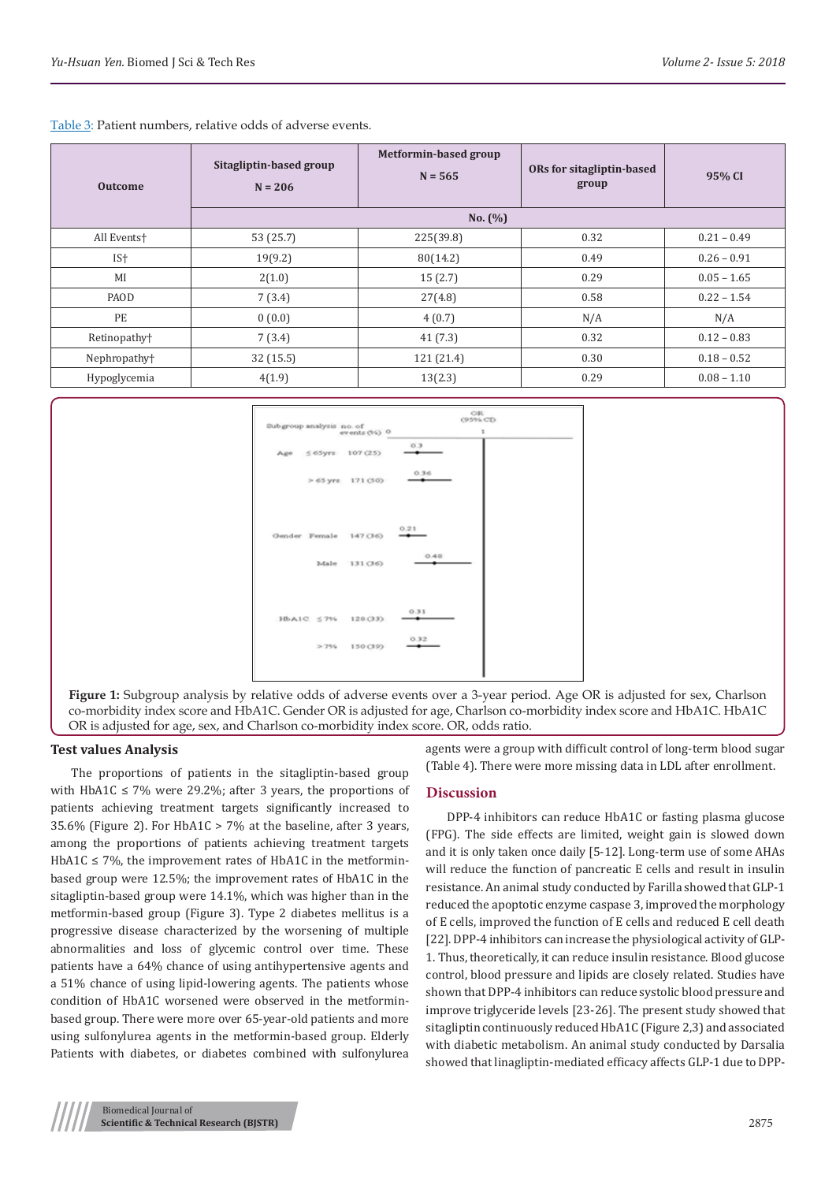Table 3: Patient numbers, relative odds of adverse events.

| Outcome | Sitagliptin-based group N = 206 | Metformin-based group N = 565 | ORs for sitagliptin-based group | 95% CI |
|---|---|---|---|---|
| | No. (%) | | | |
| All Events† | 53 (25.7) | 225(39.8) | 0.32 | 0.21 – 0.49 |
| IS† | 19(9.2) | 80(14.2) | 0.49 | 0.26 – 0.91 |
| MI | 2(1.0) | 15 (2.7) | 0.29 | 0.05 – 1.65 |
| PAOD | 7 (3.4) | 27(4.8) | 0.58 | 0.22 – 1.54 |
| PE | 0 (0.0) | 4 (0.7) | N/A | N/A |
| Retinopathy† | 7 (3.4) | 41 (7.3) | 0.32 | 0.12 – 0.83 |
| Nephropathy† | 32 (15.5) | 121 (21.4) | 0.30 | 0.18 – 0.52 |
| Hypoglycemia | 4(1.9) | 13(2.3) | 0.29 | 0.08 – 1.10 |

**Figure 1:** Subgroup analysis by relative odds of adverse events over a 3-year period. Age OR is adjusted for sex, Charlson co-morbidity index score and HbA1C. Gender OR is adjusted for age, Charlson co-morbidity index score and HbA1C. HbA1C OR is adjusted for age, sex, and Charlson co-morbidity index score. OR, odds ratio.

## Test values Analysis

The proportions of patients in the sitagliptin-based group with HbA1C ≤ 7% were 29.2%; after 3 years, the proportions of patients achieving treatment targets significantly increased to 35.6% (Figure 2). For HbA1C > 7% at the baseline, after 3 years, among the proportions of patients achieving treatment targets HbA1C ≤ 7%, the improvement rates of HbA1C in the metformin-based group were 12.5%; the improvement rates of HbA1C in the sitagliptin-based group were 14.1%, which was higher than in the metformin-based group (Figure 3). Type 2 diabetes mellitus is a progressive disease characterized by the worsening of multiple abnormalities and loss of glycemic control over time. These patients have a 64% chance of using antihypertensive agents and a 51% chance of using lipid-lowering agents. The patients whose condition of HbA1C worsened were observed in the metformin-based group. There were more over 65-year-old patients and more using sulfonylurea agents in the metformin-based group. Elderly Patients with diabetes, or diabetes combined with sulfonylurea agents were a group with difficult control of long-term blood sugar (Table 4). There were more missing data in LDL after enrollment.

## Discussion

DPP-4 inhibitors can reduce HbA1C or fasting plasma glucose (FPG). The side effects are limited, weight gain is slowed down and it is only taken once daily [5-12]. Long-term use of some AHAs will reduce the function of pancreatic E cells and result in insulin resistance. An animal study conducted by Farilla showed that GLP-1 reduced the apoptotic enzyme caspase 3, improved the morphology of E cells, improved the function of E cells and reduced E cell death [22]. DPP-4 inhibitors can increase the physiological activity of GLP-1. Thus, theoretically, it can reduce insulin resistance. Blood glucose control, blood pressure and lipids are closely related. Studies have shown that DPP-4 inhibitors can reduce systolic blood pressure and improve triglyceride levels [23-26]. The present study showed that sitagliptin continuously reduced HbA1C (Figure 2,3) and associated with diabetic metabolism. An animal study conducted by Darsalia showed that linagliptin-mediated efficacy affects GLP-1 due to DPP-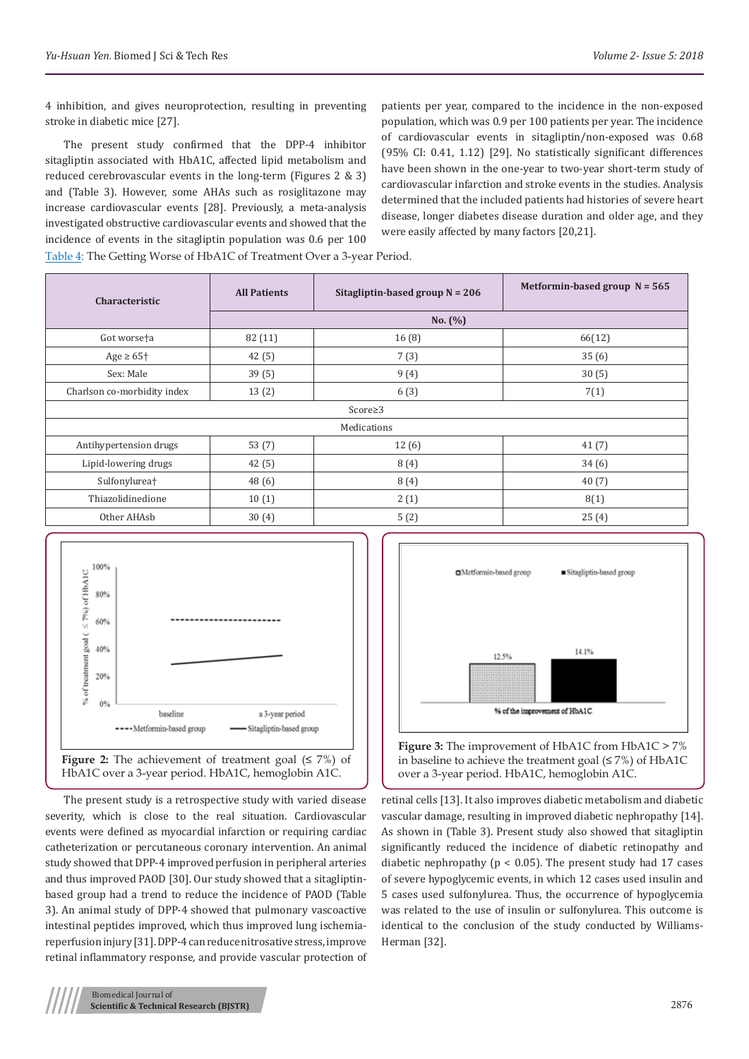4 inhibition, and gives neuroprotection, resulting in preventing stroke in diabetic mice [27].

The present study confirmed that the DPP-4 inhibitor sitagliptin associated with HbA1C, affected lipid metabolism and reduced cerebrovascular events in the long-term (Figures 2 & 3) and (Table 3). However, some AHAs such as rosiglitazone may increase cardiovascular events [28]. Previously, a meta-analysis investigated obstructive cardiovascular events and showed that the incidence of events in the sitagliptin population was 0.6 per 100 patients per year, compared to the incidence in the non-exposed population, which was 0.9 per 100 patients per year. The incidence of cardiovascular events in sitagliptin/non-exposed was 0.68 (95% CI: 0.41, 1.12) [29]. No statistically significant differences have been shown in the one-year to two-year short-term study of cardiovascular infarction and stroke events in the studies. Analysis determined that the included patients had histories of severe heart disease, longer diabetes disease duration and older age, and they were easily affected by many factors [20,21].

Table 4: The Getting Worse of HbA1C of Treatment Over a 3-year Period.

| Characteristic | All Patients | Sitagliptin-based group N = 206 | Metformin-based group N = 565 |
|---|---|---|---|
| | No. (%) | | |
| Got worse†a | 82 (11) | 16 (8) | 66(12) |
| Age ≥ 65† | 42 (5) | 7 (3) | 35 (6) |
| Sex: Male | 39 (5) | 9 (4) | 30 (5) |
| Charlson co-morbidity index | 13 (2) | 6 (3) | 7(1) |
| Score≥3 | | | |
| Medications | | | |
| Antihypertension drugs | 53 (7) | 12 (6) | 41 (7) |
| Lipid-lowering drugs | 42 (5) | 8 (4) | 34 (6) |
| Sulfonylurea† | 48 (6) | 8 (4) | 40 (7) |
| Thiazolidinedione | 10 (1) | 2 (1) | 8(1) |
| Other AHAsb | 30 (4) | 5 (2) | 25 (4) |

**Figure 2:** The achievement of treatment goal (≤ 7%) of HbA1C over a 3-year period. HbA1C, hemoglobin A1C.

**Figure 3:** The improvement of HbA1C from HbA1C > 7% in baseline to achieve the treatment goal (≤ 7%) of HbA1C over a 3-year period. HbA1C, hemoglobin A1C.

The present study is a retrospective study with varied disease severity, which is close to the real situation. Cardiovascular events were defined as myocardial infarction or requiring cardiac catheterization or percutaneous coronary intervention. An animal study showed that DPP-4 improved perfusion in peripheral arteries and thus improved PAOD [30]. Our study showed that a sitagliptin-based group had a trend to reduce the incidence of PAOD (Table 3). An animal study of DPP-4 showed that pulmonary vascoactive intestinal peptides improved, which thus improved lung ischemia-reperfusion injury [31]. DPP-4 can reduce nitrosative stress, improve retinal inflammatory response, and provide vascular protection of retinal cells [13]. It also improves diabetic metabolism and diabetic vascular damage, resulting in improved diabetic nephropathy [14]. As shown in (Table 3). Present study also showed that sitagliptin significantly reduced the incidence of diabetic retinopathy and diabetic nephropathy ($p < 0.05$). The present study had 17 cases of severe hypoglycemic events, in which 12 cases used insulin and 5 cases used sulfonylurea. Thus, the occurrence of hypoglycemia was related to the use of insulin or sulfonylurea. This outcome is identical to the conclusion of the study conducted by Williams-Herman [32].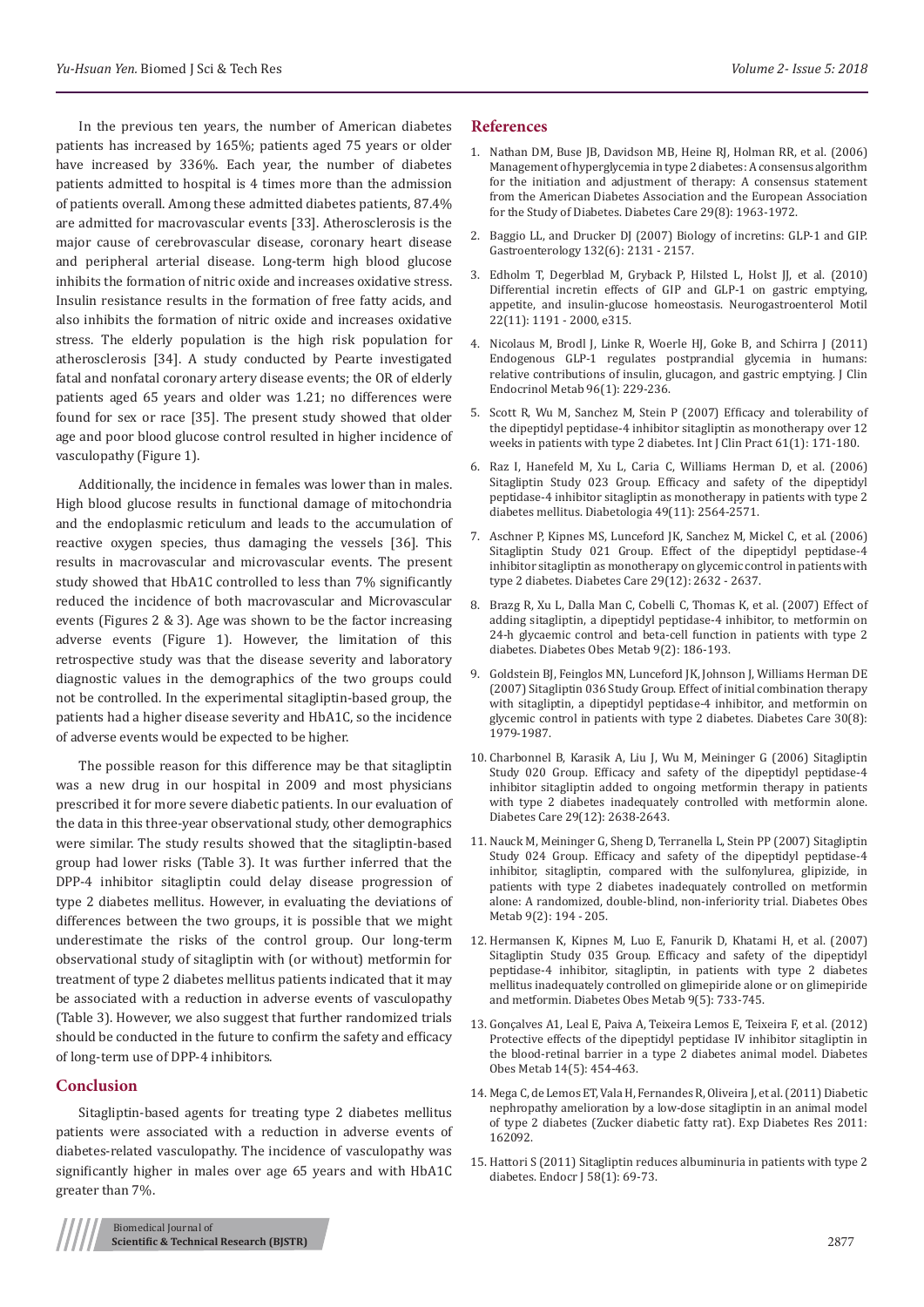In the previous ten years, the number of American diabetes patients has increased by 165%; patients aged 75 years or older have increased by 336%. Each year, the number of diabetes patients admitted to hospital is 4 times more than the admission of patients overall. Among these admitted diabetes patients, 87.4% are admitted for macrovascular events [33]. Atherosclerosis is the major cause of cerebrovascular disease, coronary heart disease and peripheral arterial disease. Long-term high blood glucose inhibits the formation of nitric oxide and increases oxidative stress. Insulin resistance results in the formation of free fatty acids, and also inhibits the formation of nitric oxide and increases oxidative stress. The elderly population is the high risk population for atherosclerosis [34]. A study conducted by Pearte investigated fatal and nonfatal coronary artery disease events; the OR of elderly patients aged 65 years and older was 1.21; no differences were found for sex or race [35]. The present study showed that older age and poor blood glucose control resulted in higher incidence of vasculopathy (Figure 1).

Additionally, the incidence in females was lower than in males. High blood glucose results in functional damage of mitochondria and the endoplasmic reticulum and leads to the accumulation of reactive oxygen species, thus damaging the vessels [36]. This results in macrovascular and microvascular events. The present study showed that HbA1C controlled to less than 7% significantly reduced the incidence of both macrovascular and Microvascular events (Figures 2 & 3). Age was shown to be the factor increasing adverse events (Figure 1). However, the limitation of this retrospective study was that the disease severity and laboratory diagnostic values in the demographics of the two groups could not be controlled. In the experimental sitagliptin-based group, the patients had a higher disease severity and HbA1C, so the incidence of adverse events would be expected to be higher.

The possible reason for this difference may be that sitagliptin was a new drug in our hospital in 2009 and most physicians prescribed it for more severe diabetic patients. In our evaluation of the data in this three-year observational study, other demographics were similar. The study results showed that the sitagliptin-based group had lower risks (Table 3). It was further inferred that the DPP-4 inhibitor sitagliptin could delay disease progression of type 2 diabetes mellitus. However, in evaluating the deviations of differences between the two groups, it is possible that we might underestimate the risks of the control group. Our long-term observational study of sitagliptin with (or without) metformin for treatment of type 2 diabetes mellitus patients indicated that it may be associated with a reduction in adverse events of vasculopathy (Table 3). However, we also suggest that further randomized trials should be conducted in the future to confirm the safety and efficacy of long-term use of DPP-4 inhibitors.

## Conclusion

Sitagliptin-based agents for treating type 2 diabetes mellitus patients were associated with a reduction in adverse events of diabetes-related vasculopathy. The incidence of vasculopathy was significantly higher in males over age 65 years and with HbA1C greater than 7%.

## References

1. Nathan DM, Buse JB, Davidson MB, Heine RJ, Holman RR, et al. (2006) Management of hyperglycemia in type 2 diabetes: A consensus algorithm for the initiation and adjustment of therapy: A consensus statement from the American Diabetes Association and the European Association for the Study of Diabetes. Diabetes Care 29(8): 1963-1972.
2. Baggio LL, and Drucker DJ (2007) Biology of incretins: GLP-1 and GIP. Gastroenterology 132(6): 2131 - 2157.
3. Edholm T, Degerblad M, Gryback P, Hilsted L, Holst JJ, et al. (2010) Differential incretin effects of GIP and GLP-1 on gastric emptying, appetite, and insulin-glucose homeostasis. Neurogastroenterol Motil 22(11): 1191 - 2000, e315.
4. Nicolaus M, Brodl J, Linke R, Woerle HJ, Goke B, and Schirra J (2011) Endogenous GLP-1 regulates postprandial glycemia in humans: relative contributions of insulin, glucagon, and gastric emptying. J Clin Endocrinol Metab 96(1): 229-236.
5. Scott R, Wu M, Sanchez M, Stein P (2007) Efficacy and tolerability of the dipeptidyl peptidase-4 inhibitor sitagliptin as monotherapy over 12 weeks in patients with type 2 diabetes. Int J Clin Pract 61(1): 171-180.
6. Raz I, Hanefeld M, Xu L, Caria C, Williams Herman D, et al. (2006) Sitagliptin Study 023 Group. Efficacy and safety of the dipeptidyl peptidase-4 inhibitor sitagliptin as monotherapy in patients with type 2 diabetes mellitus. Diabetologia 49(11): 2564-2571.
7. Aschner P, Kipnes MS, Lunceford JK, Sanchez M, Mickel C, et al. (2006) Sitagliptin Study 021 Group. Effect of the dipeptidyl peptidase-4 inhibitor sitagliptin as monotherapy on glycemic control in patients with type 2 diabetes. Diabetes Care 29(12): 2632 - 2637.
8. Brazg R, Xu L, Dalla Man C, Cobelli C, Thomas K, et al. (2007) Effect of adding sitagliptin, a dipeptidyl peptidase-4 inhibitor, to metformin on 24-h glycaemic control and beta-cell function in patients with type 2 diabetes. Diabetes Obes Metab 9(2): 186-193.
9. Goldstein BJ, Feinglos MN, Lunceford JK, Johnson J, Williams Herman DE (2007) Sitagliptin 036 Study Group. Effect of initial combination therapy with sitagliptin, a dipeptidyl peptidase-4 inhibitor, and metformin on glycemic control in patients with type 2 diabetes. Diabetes Care 30(8): 1979-1987.
10. Charbonnel B, Karasik A, Liu J, Wu M, Meininger G (2006) Sitagliptin Study 020 Group. Efficacy and safety of the dipeptidyl peptidase-4 inhibitor sitagliptin added to ongoing metformin therapy in patients with type 2 diabetes inadequately controlled with metformin alone. Diabetes Care 29(12): 2638-2643.
11. Nauck M, Meininger G, Sheng D, Terranella L, Stein PP (2007) Sitagliptin Study 024 Group. Efficacy and safety of the dipeptidyl peptidase-4 inhibitor, sitagliptin, compared with the sulfonylurea, glipizide, in patients with type 2 diabetes inadequately controlled on metformin alone: A randomized, double-blind, non-inferiority trial. Diabetes Obes Metab 9(2): 194 - 205.
12. Hermansen K, Kipnes M, Luo E, Fanurik D, Khatami H, et al. (2007) Sitagliptin Study 035 Group. Efficacy and safety of the dipeptidyl peptidase-4 inhibitor, sitagliptin, in patients with type 2 diabetes mellitus inadequately controlled on glimepiride alone or on glimepiride and metformin. Diabetes Obes Metab 9(5): 733-745.
13. Gonçalves A1, Leal E, Paiva A, Teixeira Lemos E, Teixeira F, et al. (2012) Protective effects of the dipeptidyl peptidase IV inhibitor sitagliptin in the blood-retinal barrier in a type 2 diabetes animal model. Diabetes Obes Metab 14(5): 454-463.
14. Mega C, de Lemos ET, Vala H, Fernandes R, Oliveira J, et al. (2011) Diabetic nephropathy amelioration by a low-dose sitagliptin in an animal model of type 2 diabetes (Zucker diabetic fatty rat). Exp Diabetes Res 2011: 162092.
15. Hattori S (2011) Sitagliptin reduces albuminuria in patients with type 2 diabetes. Endocr J 58(1): 69-73.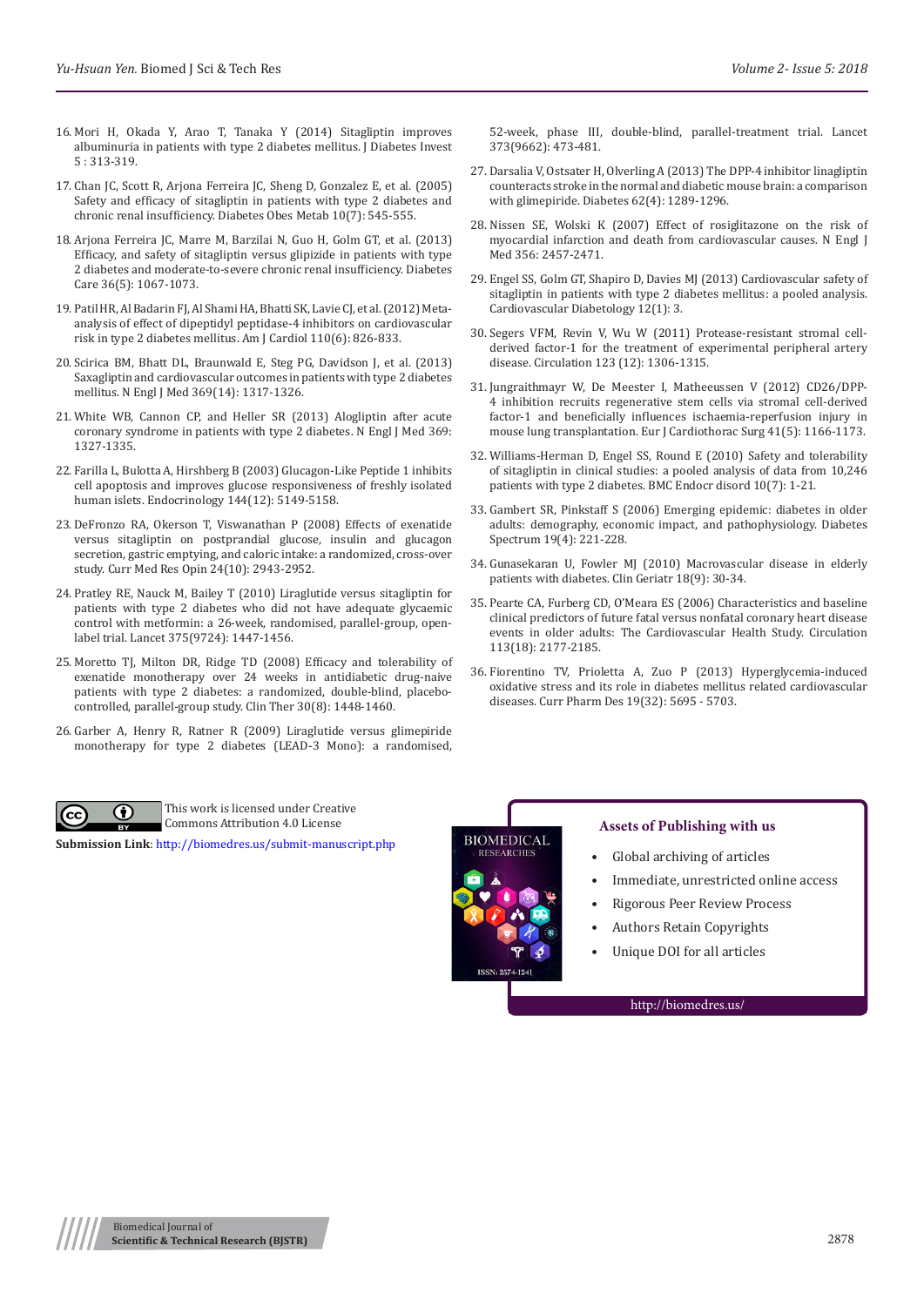16. Mori H, Okada Y, Arao T, Tanaka Y (2014) Sitagliptin improves albuminuria in patients with type 2 diabetes mellitus. J Diabetes Invest 5 : 313-319.
17. Chan JC, Scott R, Arjona Ferreira JC, Sheng D, Gonzalez E, et al. (2005) Safety and efficacy of sitagliptin in patients with type 2 diabetes and chronic renal insufficiency. Diabetes Obes Metab 10(7): 545-555.
18. Arjona Ferreira JC, Marre M, Barzilai N, Guo H, Golm GT, et al. (2013) Efficacy, and safety of sitagliptin versus glipizide in patients with type 2 diabetes and moderate-to-severe chronic renal insufficiency. Diabetes Care 36(5): 1067-1073.
19. Patil HR, Al Badarin FJ, Al Shami HA, Bhatti SK, Lavie CJ, et al. (2012) Meta-analysis of effect of dipeptidyl peptidase-4 inhibitors on cardiovascular risk in type 2 diabetes mellitus. Am J Cardiol 110(6): 826-833.
20. Scirica BM, Bhatt DL, Braunwald E, Steg PG, Davidson J, et al. (2013) Saxagliptin and cardiovascular outcomes in patients with type 2 diabetes mellitus. N Engl J Med 369(14): 1317-1326.
21. White WB, Cannon CP, and Heller SR (2013) Alogliptin after acute coronary syndrome in patients with type 2 diabetes. N Engl J Med 369: 1327-1335.
22. Farilla L, Bulotta A, Hirshberg B (2003) Glucagon-Like Peptide 1 inhibits cell apoptosis and improves glucose responsiveness of freshly isolated human islets. Endocrinology 144(12): 5149-5158.
23. DeFronzo RA, Okerson T, Viswanathan P (2008) Effects of exenatide versus sitagliptin on postprandial glucose, insulin and glucagon secretion, gastric emptying, and caloric intake: a randomized, cross-over study. Curr Med Res Opin 24(10): 2943-2952.
24. Pratley RE, Nauck M, Bailey T (2010) Liraglutide versus sitagliptin for patients with type 2 diabetes who did not have adequate glycaemic control with metformin: a 26-week, randomised, parallel-group, open-label trial. Lancet 375(9724): 1447-1456.
25. Moretto TJ, Milton DR, Ridge TD (2008) Efficacy and tolerability of exenatide monotherapy over 24 weeks in antidiabetic drug-naive patients with type 2 diabetes: a randomized, double-blind, placebo-controlled, parallel-group study. Clin Ther 30(8): 1448-1460.
26. Garber A, Henry R, Ratner R (2009) Liraglutide versus glimepiride monotherapy for type 2 diabetes (LEAD-3 Mono): a randomised, 52-week, phase III, double-blind, parallel-treatment trial. Lancet 373(9662): 473-481.
27. Darsalia V, Ostsater H, Olverling A (2013) The DPP-4 inhibitor linagliptin counteracts stroke in the normal and diabetic mouse brain: a comparison with glimepiride. Diabetes 62(4): 1289-1296.
28. Nissen SE, Wolski K (2007) Effect of rosiglitazone on the risk of myocardial infarction and death from cardiovascular causes. N Engl J Med 356: 2457-2471.
29. Engel SS, Golm GT, Shapiro D, Davies MJ (2013) Cardiovascular safety of sitagliptin in patients with type 2 diabetes mellitus: a pooled analysis. Cardiovascular Diabetology 12(1): 3.
30. Segers VFM, Revin V, Wu W (2011) Protease-resistant stromal cell-derived factor-1 for the treatment of experimental peripheral artery disease. Circulation 123 (12): 1306-1315.
31. Jungraithmayr W, De Meester I, Matheeussen V (2012) CD26/DPP-4 inhibition recruits regenerative stem cells via stromal cell-derived factor-1 and beneficially influences ischaemia-reperfusion injury in mouse lung transplantation. Eur J Cardiothorac Surg 41(5): 1166-1173.
32. Williams-Herman D, Engel SS, Round E (2010) Safety and tolerability of sitagliptin in clinical studies: a pooled analysis of data from 10,246 patients with type 2 diabetes. BMC Endocr disord 10(7): 1-21.
33. Gambert SR, Pinkstaff S (2006) Emerging epidemic: diabetes in older adults: demography, economic impact, and pathophysiology. Diabetes Spectrum 19(4): 221-228.
34. Gunasekaran U, Fowler MJ (2010) Macrovascular disease in elderly patients with diabetes. Clin Geriatr 18(9): 30-34.
35. Pearte CA, Furberg CD, O'Meara ES (2006) Characteristics and baseline clinical predictors of future fatal versus nonfatal coronary heart disease events in older adults: The Cardiovascular Health Study. Circulation 113(18): 2177-2185.
36. Fiorentino TV, Prioletta A, Zuo P (2013) Hyperglycemia-induced oxidative stress and its role in diabetes mellitus related cardiovascular diseases. Curr Pharm Des 19(32): 5695 - 5703.

This work is licensed under Creative Commons Attribution 4.0 License

**Submission Link**: http://biomedres.us/submit-manuscript.php

**Assets of Publishing with us**

- Global archiving of articles
- Immediate, unrestricted online access
- Rigorous Peer Review Process
- Authors Retain Copyrights
- Unique DOI for all articles

http://biomedres.us/